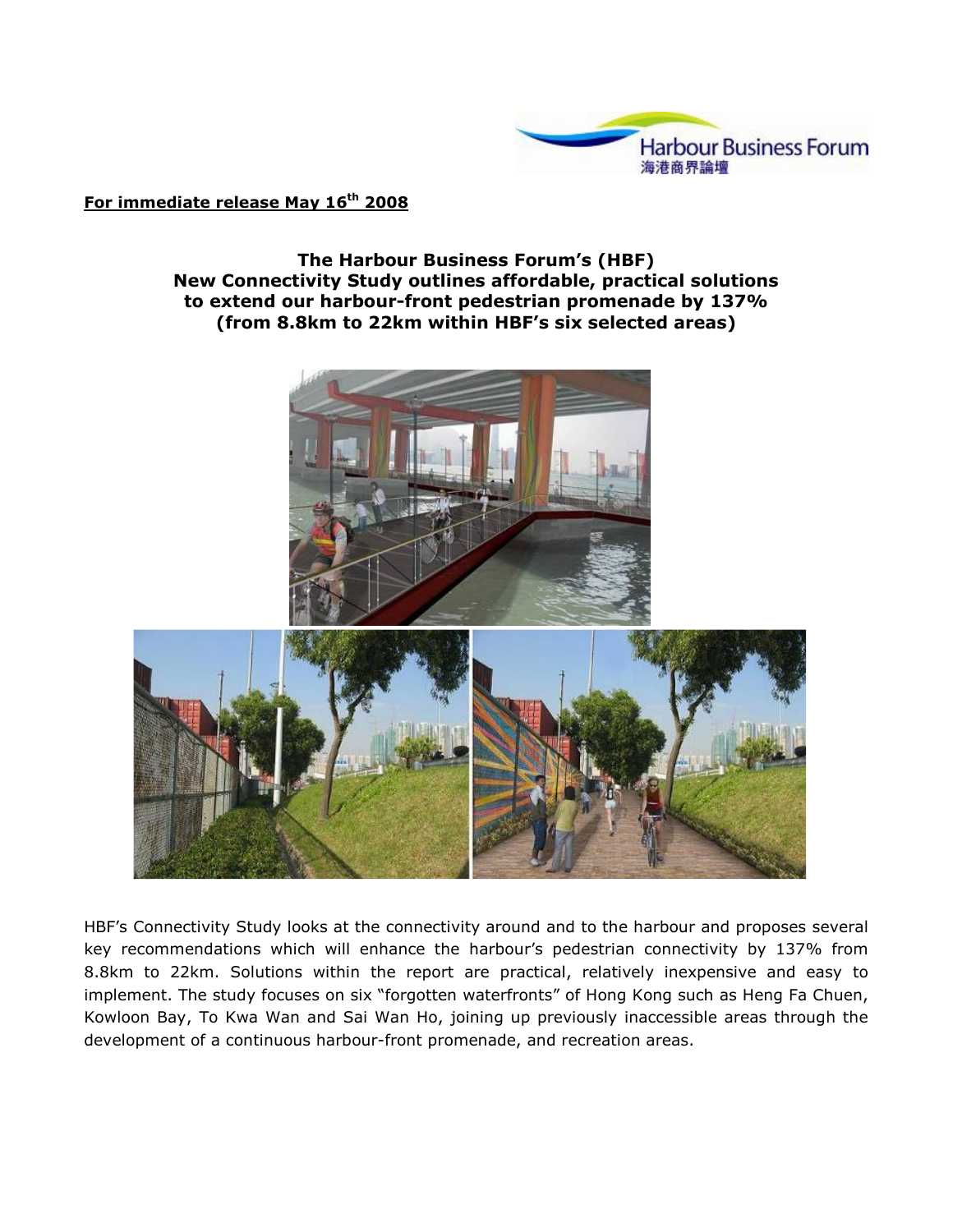Harbour Business Forum
海港商界論壇

**For immediate release May 16th 2008**

**The Harbour Business Forum's (HBF)
New Connectivity Study outlines affordable, practical solutions
to extend our harbour-front pedestrian promenade by 137%
(from 8.8km to 22km within HBF's six selected areas)**

HBF's Connectivity Study looks at the connectivity around and to the harbour and proposes several key recommendations which will enhance the harbour's pedestrian connectivity by 137% from 8.8km to 22km. Solutions within the report are practical, relatively inexpensive and easy to implement. The study focuses on six "forgotten waterfronts" of Hong Kong such as Heng Fa Chuen, Kowloon Bay, To Kwa Wan and Sai Wan Ho, joining up previously inaccessible areas through the development of a continuous harbour-front promenade, and recreation areas.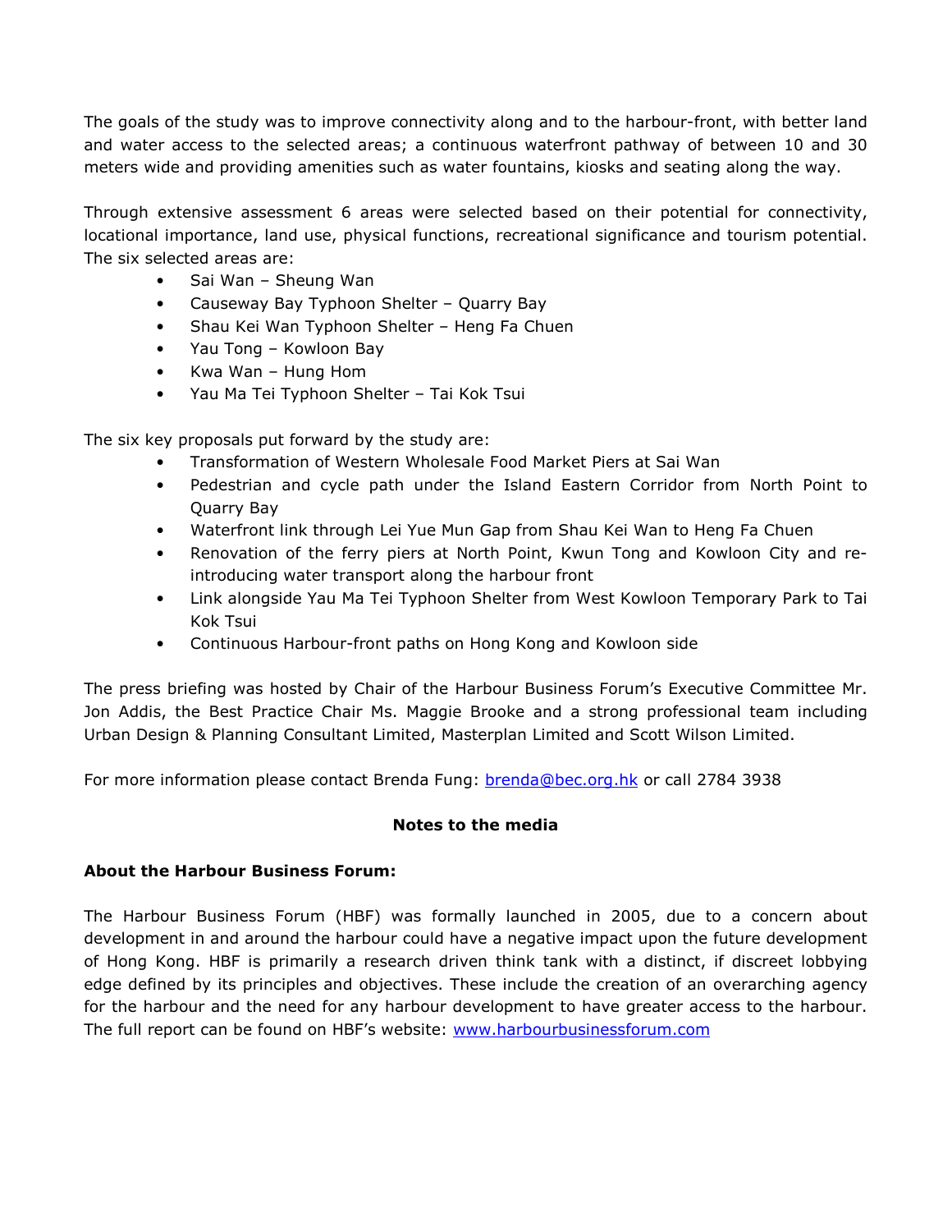The goals of the study was to improve connectivity along and to the harbour-front, with better land and water access to the selected areas; a continuous waterfront pathway of between 10 and 30 meters wide and providing amenities such as water fountains, kiosks and seating along the way.

Through extensive assessment 6 areas were selected based on their potential for connectivity, locational importance, land use, physical functions, recreational significance and tourism potential. The six selected areas are:

- Sai Wan – Sheung Wan
- Causeway Bay Typhoon Shelter – Quarry Bay
- Shau Kei Wan Typhoon Shelter – Heng Fa Chuen
- Yau Tong – Kowloon Bay
- Kwa Wan – Hung Hom
- Yau Ma Tei Typhoon Shelter – Tai Kok Tsui

The six key proposals put forward by the study are:

- Transformation of Western Wholesale Food Market Piers at Sai Wan
- Pedestrian and cycle path under the Island Eastern Corridor from North Point to Quarry Bay
- Waterfront link through Lei Yue Mun Gap from Shau Kei Wan to Heng Fa Chuen
- Renovation of the ferry piers at North Point, Kwun Tong and Kowloon City and re-introducing water transport along the harbour front
- Link alongside Yau Ma Tei Typhoon Shelter from West Kowloon Temporary Park to Tai Kok Tsui
- Continuous Harbour-front paths on Hong Kong and Kowloon side

The press briefing was hosted by Chair of the Harbour Business Forum's Executive Committee Mr. Jon Addis, the Best Practice Chair Ms. Maggie Brooke and a strong professional team including Urban Design & Planning Consultant Limited, Masterplan Limited and Scott Wilson Limited.

For more information please contact Brenda Fung: brenda@bec.org.hk or call 2784 3938

**Notes to the media**

**About the Harbour Business Forum:**

The Harbour Business Forum (HBF) was formally launched in 2005, due to a concern about development in and around the harbour could have a negative impact upon the future development of Hong Kong. HBF is primarily a research driven think tank with a distinct, if discreet lobbying edge defined by its principles and objectives. These include the creation of an overarching agency for the harbour and the need for any harbour development to have greater access to the harbour. The full report can be found on HBF's website: www.harbourbusinessforum.com